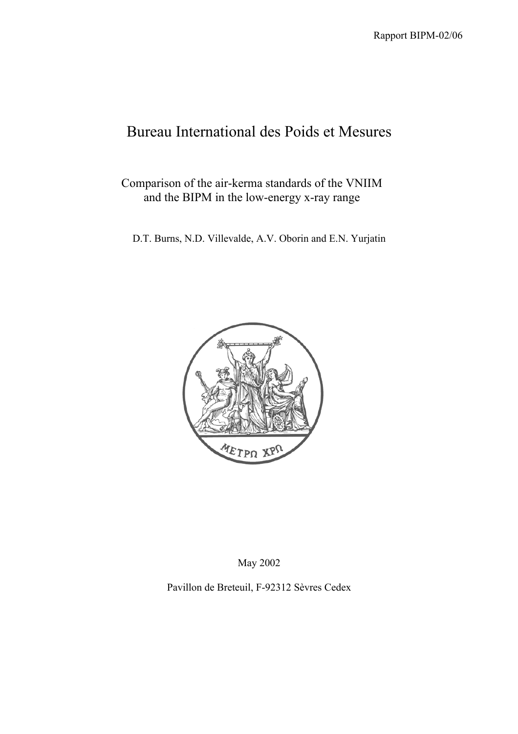Rapport BIPM-02/06

# Bureau International des Poids et Mesures

## Comparison of the air-kerma standards of the VNIIM and the BIPM in the low-energy x-ray range

D.T. Burns, N.D. Villevalde, A.V. Oborin and E.N. Yurjatin

May 2002

Pavillon de Breteuil, F-92312 Sèvres Cedex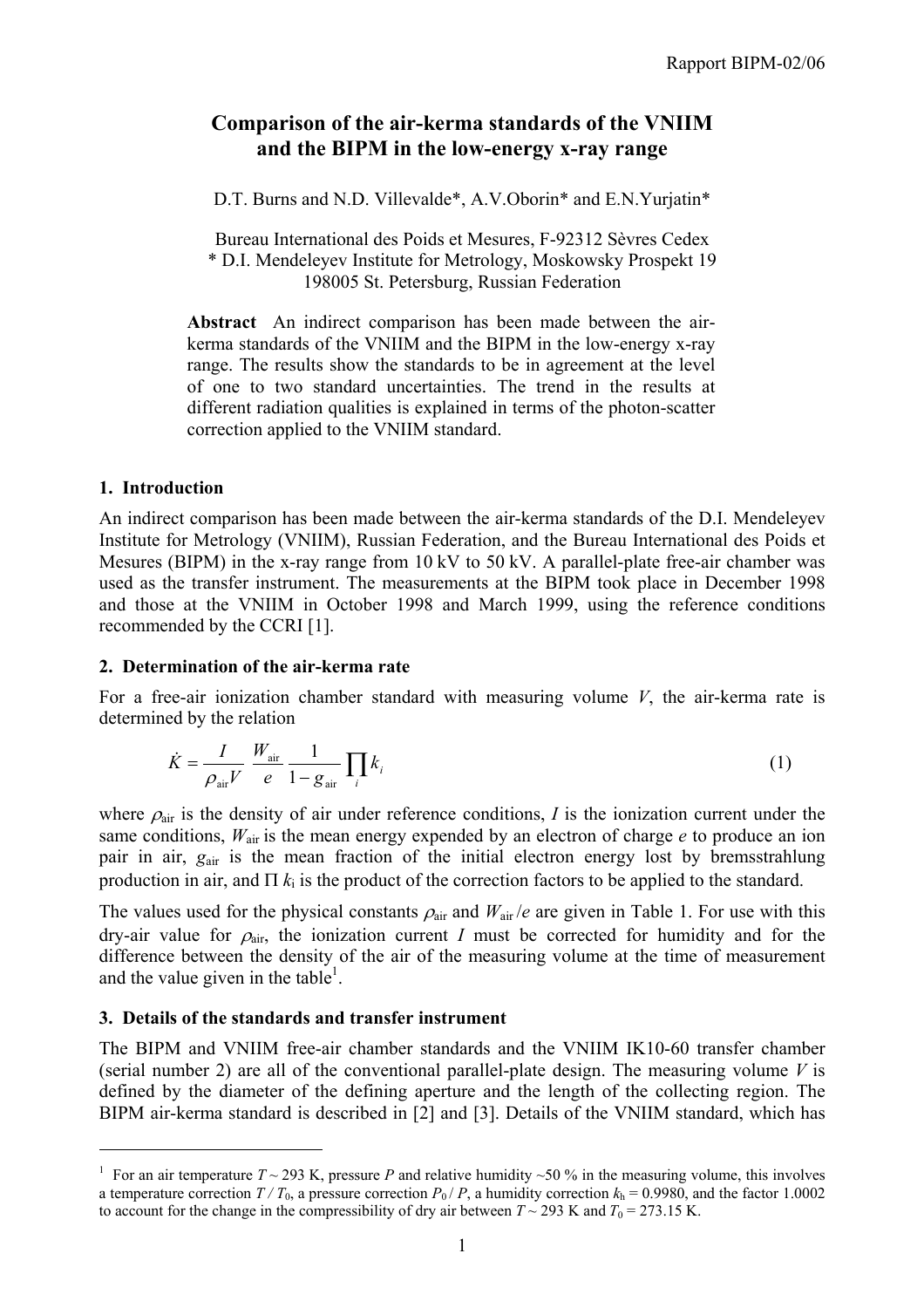# Comparison of the air-kerma standards of the VNIIM and the BIPM in the low-energy x-ray range

D.T. Burns and N.D. Villevalde*, A.V.Oborin* and E.N.Yurjatin*

Bureau International des Poids et Mesures, F-92312 Sèvres Cedex
* D.I. Mendeleyev Institute for Metrology, Moskowsky Prospekt 19
198005 St. Petersburg, Russian Federation

**Abstract** An indirect comparison has been made between the air-kerma standards of the VNIIM and the BIPM in the low-energy x-ray range. The results show the standards to be in agreement at the level of one to two standard uncertainties. The trend in the results at different radiation qualities is explained in terms of the photon-scatter correction applied to the VNIIM standard.

## 1. Introduction

An indirect comparison has been made between the air-kerma standards of the D.I. Mendeleyev Institute for Metrology (VNIIM), Russian Federation, and the Bureau International des Poids et Mesures (BIPM) in the x-ray range from 10 kV to 50 kV. A parallel-plate free-air chamber was used as the transfer instrument. The measurements at the BIPM took place in December 1998 and those at the VNIIM in October 1998 and March 1999, using the reference conditions recommended by the CCRI [1].

## 2. Determination of the air-kerma rate

For a free-air ionization chamber standard with measuring volume $V$, the air-kerma rate is determined by the relation

$$\dot{K} = \frac{I}{\rho_{\text{air}} V} \frac{W_{\text{air}}}{e} \frac{1}{1 - g_{\text{air}}} \prod_i k_i \tag{1}$$

where $\rho_{\text{air}}$ is the density of air under reference conditions, $I$ is the ionization current under the same conditions, $W_{\text{air}}$ is the mean energy expended by an electron of charge $e$ to produce an ion pair in air, $g_{\text{air}}$ is the mean fraction of the initial electron energy lost by bremsstrahlung production in air, and $\Pi\, k_i$ is the product of the correction factors to be applied to the standard.

The values used for the physical constants $\rho_{\text{air}}$ and $W_{\text{air}}/e$ are given in Table 1. For use with this dry-air value for $\rho_{\text{air}}$, the ionization current $I$ must be corrected for humidity and for the difference between the density of the air of the measuring volume at the time of measurement and the value given in the table[1].

## 3. Details of the standards and transfer instrument

The BIPM and VNIIM free-air chamber standards and the VNIIM IK10-60 transfer chamber (serial number 2) are all of the conventional parallel-plate design. The measuring volume $V$ is defined by the diameter of the defining aperture and the length of the collecting region. The BIPM air-kerma standard is described in [2] and [3]. Details of the VNIIM standard, which has

---

[1] For an air temperature $T \sim 293$ K, pressure $P$ and relative humidity ~50 % in the measuring volume, this involves a temperature correction $T / T_0$, a pressure correction $P_0 / P$, a humidity correction $k_h = 0.9980$, and the factor 1.0002 to account for the change in the compressibility of dry air between $T \sim 293$ K and $T_0 = 273.15$ K.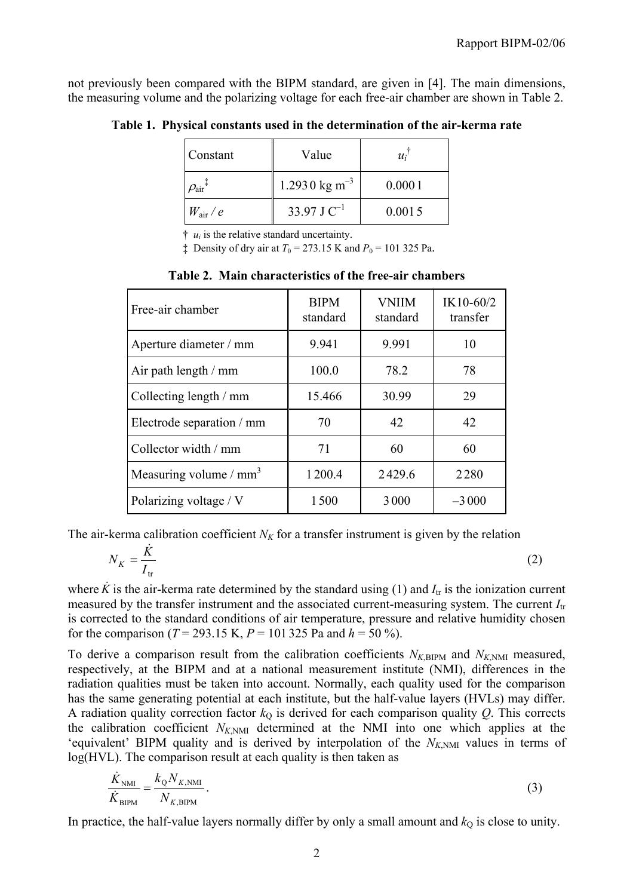not previously been compared with the BIPM standard, are given in [4]. The main dimensions, the measuring volume and the polarizing voltage for each free-air chamber are shown in Table 2.

**Table 1. Physical constants used in the determination of the air-kerma rate**

| Constant | Value | $u_i$ † |
|---|---|---|
| $\rho_{air}$ ‡ | 1.293 0 kg m$^{-3}$ | 0.000 1 |
| $W_{air} / e$ | 33.97 J C$^{-1}$ | 0.001 5 |

† $u_i$ is the relative standard uncertainty.

‡ Density of dry air at $T_0$ = 273.15 K and $P_0$ = 101 325 Pa.

**Table 2. Main characteristics of the free-air chambers**

| Free-air chamber | BIPM standard | VNIIM standard | IK10-60/2 transfer |
|---|---|---|---|
| Aperture diameter / mm | 9.941 | 9.991 | 10 |
| Air path length / mm | 100.0 | 78.2 | 78 |
| Collecting length / mm | 15.466 | 30.99 | 29 |
| Electrode separation / mm | 70 | 42 | 42 |
| Collector width / mm | 71 | 60 | 60 |
| Measuring volume / mm$^3$ | 1 200.4 | 2 429.6 | 2 280 |
| Polarizing voltage / V | 1 500 | 3 000 | –3 000 |

The air-kerma calibration coefficient $N_K$ for a transfer instrument is given by the relation

$$N_K = \frac{\dot{K}}{I_{tr}} \tag{2}$$

where $\dot{K}$ is the air-kerma rate determined by the standard using (1) and $I_{tr}$ is the ionization current measured by the transfer instrument and the associated current-measuring system. The current $I_{tr}$ is corrected to the standard conditions of air temperature, pressure and relative humidity chosen for the comparison ($T$ = 293.15 K, $P$ = 101 325 Pa and $h$ = 50 %).

To derive a comparison result from the calibration coefficients $N_{K,\mathrm{BIPM}}$ and $N_{K,\mathrm{NMI}}$ measured, respectively, at the BIPM and at a national measurement institute (NMI), differences in the radiation qualities must be taken into account. Normally, each quality used for the comparison has the same generating potential at each institute, but the half-value layers (HVLs) may differ. A radiation quality correction factor $k_Q$ is derived for each comparison quality $Q$. This corrects the calibration coefficient $N_{K,\mathrm{NMI}}$ determined at the NMI into one which applies at the 'equivalent' BIPM quality and is derived by interpolation of the $N_{K,\mathrm{NMI}}$ values in terms of log(HVL). The comparison result at each quality is then taken as

$$\frac{\dot{K}_{\mathrm{NMI}}}{\dot{K}_{\mathrm{BIPM}}} = \frac{k_Q N_{K,\mathrm{NMI}}}{N_{K,\mathrm{BIPM}}}. \tag{3}$$

In practice, the half-value layers normally differ by only a small amount and $k_Q$ is close to unity.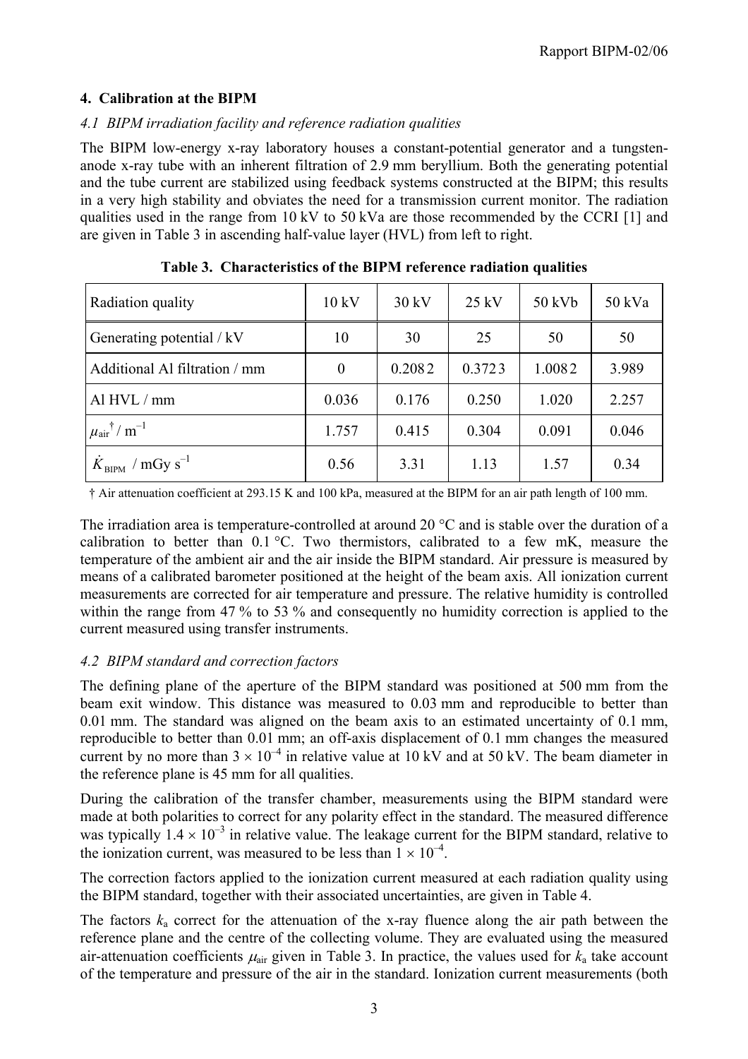## 4. Calibration at the BIPM

### *4.1 BIPM irradiation facility and reference radiation qualities*

The BIPM low-energy x-ray laboratory houses a constant-potential generator and a tungsten-anode x-ray tube with an inherent filtration of 2.9 mm beryllium. Both the generating potential and the tube current are stabilized using feedback systems constructed at the BIPM; this results in a very high stability and obviates the need for a transmission current monitor. The radiation qualities used in the range from 10 kV to 50 kVa are those recommended by the CCRI [1] and are given in Table 3 in ascending half-value layer (HVL) from left to right.

**Table 3. Characteristics of the BIPM reference radiation qualities**

| Radiation quality | 10 kV | 30 kV | 25 kV | 50 kVb | 50 kVa |
|---|---|---|---|---|---|
| Generating potential / kV | 10 | 30 | 25 | 50 | 50 |
| Additional Al filtration / mm | 0 | 0.2082 | 0.3723 | 1.0082 | 3.989 |
| Al HVL / mm | 0.036 | 0.176 | 0.250 | 1.020 | 2.257 |
| $\mu_{air}$† / $m^{-1}$ | 1.757 | 0.415 | 0.304 | 0.091 | 0.046 |
| $\dot{K}_{BIPM}$ / mGy $s^{-1}$ | 0.56 | 3.31 | 1.13 | 1.57 | 0.34 |

† Air attenuation coefficient at 293.15 K and 100 kPa, measured at the BIPM for an air path length of 100 mm.

The irradiation area is temperature-controlled at around 20 °C and is stable over the duration of a calibration to better than 0.1 °C. Two thermistors, calibrated to a few mK, measure the temperature of the ambient air and the air inside the BIPM standard. Air pressure is measured by means of a calibrated barometer positioned at the height of the beam axis. All ionization current measurements are corrected for air temperature and pressure. The relative humidity is controlled within the range from 47 % to 53 % and consequently no humidity correction is applied to the current measured using transfer instruments.

### *4.2 BIPM standard and correction factors*

The defining plane of the aperture of the BIPM standard was positioned at 500 mm from the beam exit window. This distance was measured to 0.03 mm and reproducible to better than 0.01 mm. The standard was aligned on the beam axis to an estimated uncertainty of 0.1 mm, reproducible to better than 0.01 mm; an off-axis displacement of 0.1 mm changes the measured current by no more than $3 \times 10^{-4}$ in relative value at 10 kV and at 50 kV. The beam diameter in the reference plane is 45 mm for all qualities.

During the calibration of the transfer chamber, measurements using the BIPM standard were made at both polarities to correct for any polarity effect in the standard. The measured difference was typically $1.4 \times 10^{-3}$ in relative value. The leakage current for the BIPM standard, relative to the ionization current, was measured to be less than $1 \times 10^{-4}$.

The correction factors applied to the ionization current measured at each radiation quality using the BIPM standard, together with their associated uncertainties, are given in Table 4.

The factors $k_a$ correct for the attenuation of the x-ray fluence along the air path between the reference plane and the centre of the collecting volume. They are evaluated using the measured air-attenuation coefficients $\mu_{air}$ given in Table 3. In practice, the values used for $k_a$ take account of the temperature and pressure of the air in the standard. Ionization current measurements (both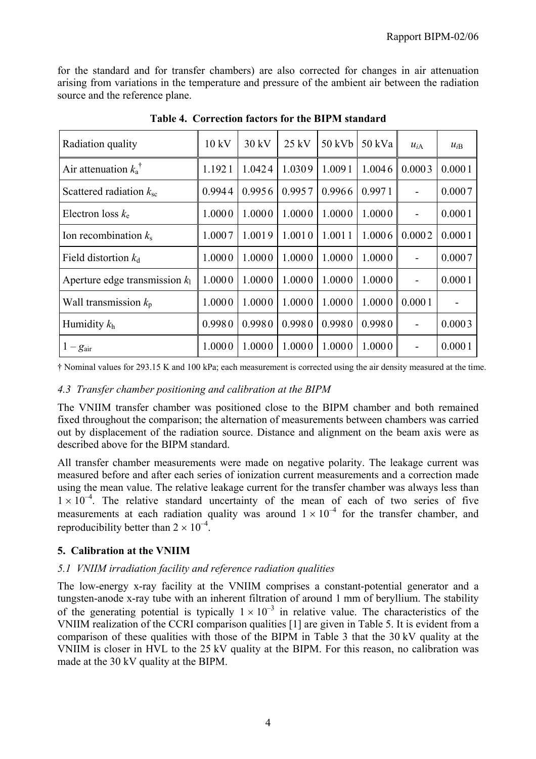for the standard and for transfer chambers) are also corrected for changes in air attenuation arising from variations in the temperature and pressure of the ambient air between the radiation source and the reference plane.

**Table 4. Correction factors for the BIPM standard**

| Radiation quality | 10 kV | 30 kV | 25 kV | 50 kVb | 50 kVa | $u_{iA}$ | $u_{iB}$ |
|---|---|---|---|---|---|---|---|
| Air attenuation $k_a$ † | 1.1921 | 1.0424 | 1.0309 | 1.0091 | 1.0046 | 0.0003 | 0.0001 |
| Scattered radiation $k_{sc}$ | 0.9944 | 0.9956 | 0.9957 | 0.9966 | 0.9971 | - | 0.0007 |
| Electron loss $k_e$ | 1.0000 | 1.0000 | 1.0000 | 1.0000 | 1.0000 | - | 0.0001 |
| Ion recombination $k_s$ | 1.0007 | 1.0019 | 1.0010 | 1.0011 | 1.0006 | 0.0002 | 0.0001 |
| Field distortion $k_d$ | 1.0000 | 1.0000 | 1.0000 | 1.0000 | 1.0000 | - | 0.0007 |
| Aperture edge transmission $k_l$ | 1.0000 | 1.0000 | 1.0000 | 1.0000 | 1.0000 | - | 0.0001 |
| Wall transmission $k_p$ | 1.0000 | 1.0000 | 1.0000 | 1.0000 | 1.0000 | 0.0001 | - |
| Humidity $k_h$ | 0.9980 | 0.9980 | 0.9980 | 0.9980 | 0.9980 | - | 0.0003 |
| $1 - g_{air}$ | 1.0000 | 1.0000 | 1.0000 | 1.0000 | 1.0000 | - | 0.0001 |

† Nominal values for 293.15 K and 100 kPa; each measurement is corrected using the air density measured at the time.

### *4.3 Transfer chamber positioning and calibration at the BIPM*

The VNIIM transfer chamber was positioned close to the BIPM chamber and both remained fixed throughout the comparison; the alternation of measurements between chambers was carried out by displacement of the radiation source. Distance and alignment on the beam axis were as described above for the BIPM standard.

All transfer chamber measurements were made on negative polarity. The leakage current was measured before and after each series of ionization current measurements and a correction made using the mean value. The relative leakage current for the transfer chamber was always less than $1 \times 10^{-4}$. The relative standard uncertainty of the mean of each of two series of five measurements at each radiation quality was around $1 \times 10^{-4}$ for the transfer chamber, and reproducibility better than $2 \times 10^{-4}$.

## 5. Calibration at the VNIIM

### *5.1 VNIIM irradiation facility and reference radiation qualities*

The low-energy x-ray facility at the VNIIM comprises a constant-potential generator and a tungsten-anode x-ray tube with an inherent filtration of around 1 mm of beryllium. The stability of the generating potential is typically $1 \times 10^{-3}$ in relative value. The characteristics of the VNIIM realization of the CCRI comparison qualities [1] are given in Table 5. It is evident from a comparison of these qualities with those of the BIPM in Table 3 that the 30 kV quality at the VNIIM is closer in HVL to the 25 kV quality at the BIPM. For this reason, no calibration was made at the 30 kV quality at the BIPM.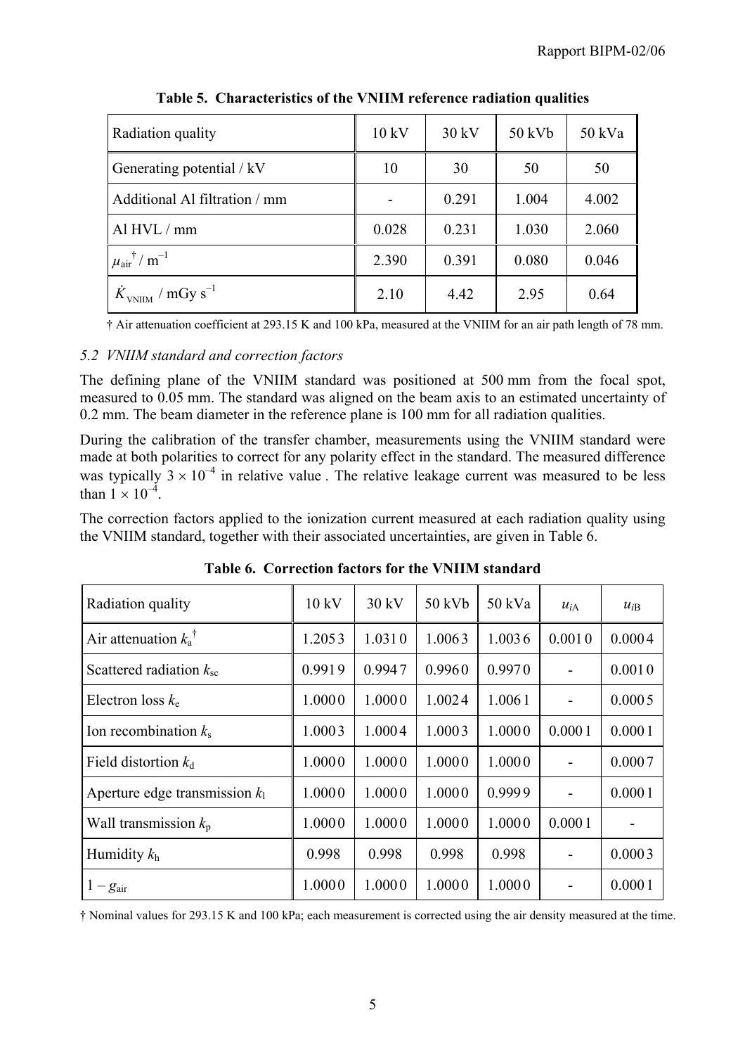**Table 5. Characteristics of the VNIIM reference radiation qualities**

| Radiation quality | 10 kV | 30 kV | 50 kVb | 50 kVa |
|---|---|---|---|---|
| Generating potential / kV | 10 | 30 | 50 | 50 |
| Additional Al filtration / mm | - | 0.291 | 1.004 | 4.002 |
| Al HVL / mm | 0.028 | 0.231 | 1.030 | 2.060 |
| $\mu_{air}{}^{\dagger}$ / $m^{-1}$ | 2.390 | 0.391 | 0.080 | 0.046 |
| $\dot{K}_{VNIIM}$ / mGy $s^{-1}$ | 2.10 | 4.42 | 2.95 | 0.64 |

† Air attenuation coefficient at 293.15 K and 100 kPa, measured at the VNIIM for an air path length of 78 mm.

### *5.2 VNIIM standard and correction factors*

The defining plane of the VNIIM standard was positioned at 500 mm from the focal spot, measured to 0.05 mm. The standard was aligned on the beam axis to an estimated uncertainty of 0.2 mm. The beam diameter in the reference plane is 100 mm for all radiation qualities.

During the calibration of the transfer chamber, measurements using the VNIIM standard were made at both polarities to correct for any polarity effect in the standard. The measured difference was typically $3 \times 10^{-4}$ in relative value . The relative leakage current was measured to be less than $1 \times 10^{-4}$.

The correction factors applied to the ionization current measured at each radiation quality using the VNIIM standard, together with their associated uncertainties, are given in Table 6.

**Table 6. Correction factors for the VNIIM standard**

| Radiation quality | 10 kV | 30 kV | 50 kVb | 50 kVa | $u_{iA}$ | $u_{iB}$ |
|---|---|---|---|---|---|---|
| Air attenuation $k_a{}^{\dagger}$ | 1.2053 | 1.0310 | 1.0063 | 1.0036 | 0.0010 | 0.0004 |
| Scattered radiation $k_{sc}$ | 0.9919 | 0.9947 | 0.9960 | 0.9970 | - | 0.0010 |
| Electron loss $k_e$ | 1.0000 | 1.0000 | 1.0024 | 1.0061 | - | 0.0005 |
| Ion recombination $k_s$ | 1.0003 | 1.0004 | 1.0003 | 1.0000 | 0.0001 | 0.0001 |
| Field distortion $k_d$ | 1.0000 | 1.0000 | 1.0000 | 1.0000 | - | 0.0007 |
| Aperture edge transmission $k_l$ | 1.0000 | 1.0000 | 1.0000 | 0.9999 | - | 0.0001 |
| Wall transmission $k_p$ | 1.0000 | 1.0000 | 1.0000 | 1.0000 | 0.0001 | - |
| Humidity $k_h$ | 0.998 | 0.998 | 0.998 | 0.998 | - | 0.0003 |
| $1 - g_{air}$ | 1.0000 | 1.0000 | 1.0000 | 1.0000 | - | 0.0001 |

† Nominal values for 293.15 K and 100 kPa; each measurement is corrected using the air density measured at the time.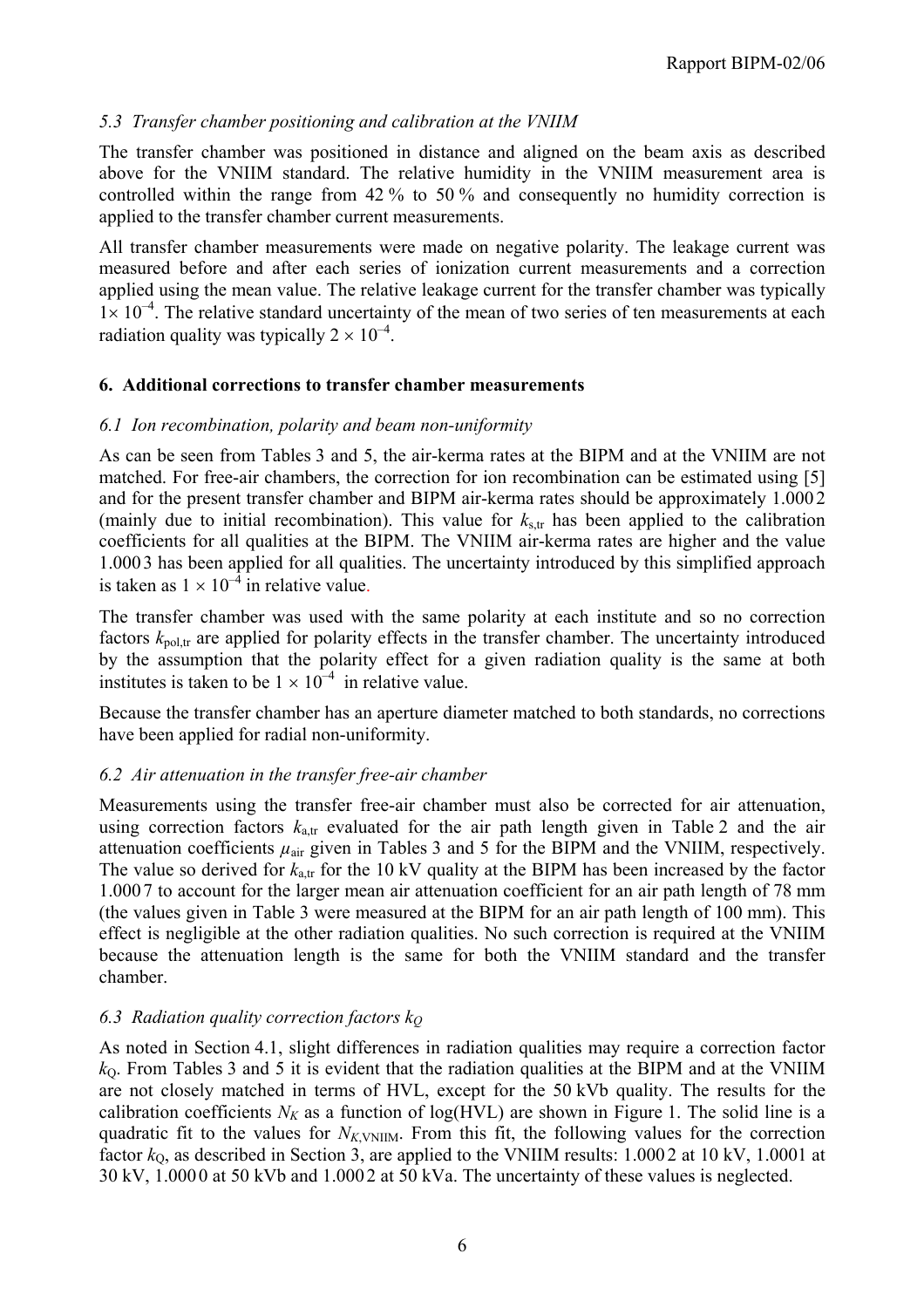### *5.3 Transfer chamber positioning and calibration at the VNIIM*

The transfer chamber was positioned in distance and aligned on the beam axis as described above for the VNIIM standard. The relative humidity in the VNIIM measurement area is controlled within the range from 42 % to 50 % and consequently no humidity correction is applied to the transfer chamber current measurements.

All transfer chamber measurements were made on negative polarity. The leakage current was measured before and after each series of ionization current measurements and a correction applied using the mean value. The relative leakage current for the transfer chamber was typically $1 \times 10^{-4}$. The relative standard uncertainty of the mean of two series of ten measurements at each radiation quality was typically $2 \times 10^{-4}$.

## 6. Additional corrections to transfer chamber measurements

### *6.1 Ion recombination, polarity and beam non-uniformity*

As can be seen from Tables 3 and 5, the air-kerma rates at the BIPM and at the VNIIM are not matched. For free-air chambers, the correction for ion recombination can be estimated using [5] and for the present transfer chamber and BIPM air-kerma rates should be approximately 1.000 2 (mainly due to initial recombination). This value for $k_{\mathrm{s,tr}}$ has been applied to the calibration coefficients for all qualities at the BIPM. The VNIIM air-kerma rates are higher and the value 1.000 3 has been applied for all qualities. The uncertainty introduced by this simplified approach is taken as $1 \times 10^{-4}$ in relative value.

The transfer chamber was used with the same polarity at each institute and so no correction factors $k_{\mathrm{pol,tr}}$ are applied for polarity effects in the transfer chamber. The uncertainty introduced by the assumption that the polarity effect for a given radiation quality is the same at both institutes is taken to be $1 \times 10^{-4}$ in relative value.

Because the transfer chamber has an aperture diameter matched to both standards, no corrections have been applied for radial non-uniformity.

### *6.2 Air attenuation in the transfer free-air chamber*

Measurements using the transfer free-air chamber must also be corrected for air attenuation, using correction factors $k_{\mathrm{a,tr}}$ evaluated for the air path length given in Table 2 and the air attenuation coefficients $\mu_{\mathrm{air}}$ given in Tables 3 and 5 for the BIPM and the VNIIM, respectively. The value so derived for $k_{\mathrm{a,tr}}$ for the 10 kV quality at the BIPM has been increased by the factor 1.000 7 to account for the larger mean air attenuation coefficient for an air path length of 78 mm (the values given in Table 3 were measured at the BIPM for an air path length of 100 mm). This effect is negligible at the other radiation qualities. No such correction is required at the VNIIM because the attenuation length is the same for both the VNIIM standard and the transfer chamber.

### *6.3 Radiation quality correction factors $k_Q$*

As noted in Section 4.1, slight differences in radiation qualities may require a correction factor $k_{\mathrm{Q}}$. From Tables 3 and 5 it is evident that the radiation qualities at the BIPM and at the VNIIM are not closely matched in terms of HVL, except for the 50 kVb quality. The results for the calibration coefficients $N_K$ as a function of log(HVL) are shown in Figure 1. The solid line is a quadratic fit to the values for $N_{K,\mathrm{VNIIM}}$. From this fit, the following values for the correction factor $k_{\mathrm{Q}}$, as described in Section 3, are applied to the VNIIM results: 1.000 2 at 10 kV, 1.0001 at 30 kV, 1.000 0 at 50 kVb and 1.000 2 at 50 kVa. The uncertainty of these values is neglected.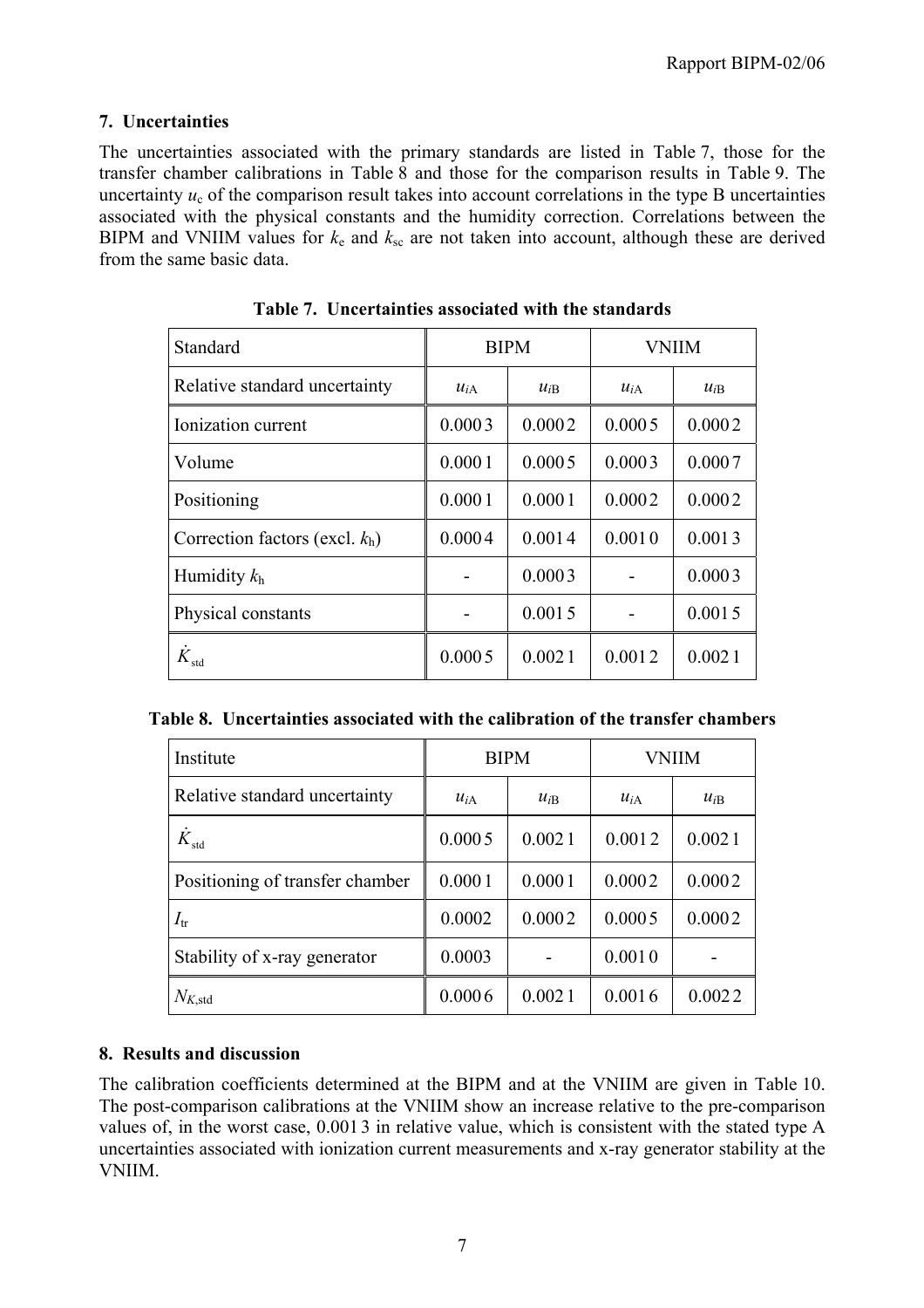## 7. Uncertainties

The uncertainties associated with the primary standards are listed in Table 7, those for the transfer chamber calibrations in Table 8 and those for the comparison results in Table 9. The uncertainty $u_c$ of the comparison result takes into account correlations in the type B uncertainties associated with the physical constants and the humidity correction. Correlations between the BIPM and VNIIM values for $k_e$ and $k_{sc}$ are not taken into account, although these are derived from the same basic data.

**Table 7. Uncertainties associated with the standards**

| Standard | BIPM | | VNIIM | |
|---|---|---|---|---|
| Relative standard uncertainty | $u_{iA}$ | $u_{iB}$ | $u_{iA}$ | $u_{iB}$ |
| Ionization current | 0.000 3 | 0.000 2 | 0.000 5 | 0.000 2 |
| Volume | 0.000 1 | 0.000 5 | 0.000 3 | 0.000 7 |
| Positioning | 0.000 1 | 0.000 1 | 0.000 2 | 0.000 2 |
| Correction factors (excl. $k_h$) | 0.000 4 | 0.001 4 | 0.001 0 | 0.001 3 |
| Humidity $k_h$ | - | 0.000 3 | - | 0.000 3 |
| Physical constants | - | 0.001 5 | - | 0.001 5 |
| $\dot{K}_{std}$ | 0.000 5 | 0.002 1 | 0.001 2 | 0.002 1 |

**Table 8. Uncertainties associated with the calibration of the transfer chambers**

| Institute | BIPM | | VNIIM | |
|---|---|---|---|---|
| Relative standard uncertainty | $u_{iA}$ | $u_{iB}$ | $u_{iA}$ | $u_{iB}$ |
| $\dot{K}_{std}$ | 0.000 5 | 0.002 1 | 0.001 2 | 0.002 1 |
| Positioning of transfer chamber | 0.000 1 | 0.000 1 | 0.000 2 | 0.000 2 |
| $I_{tr}$ | 0.0002 | 0.000 2 | 0.000 5 | 0.000 2 |
| Stability of x-ray generator | 0.0003 | - | 0.001 0 | - |
| $N_{K,std}$ | 0.000 6 | 0.002 1 | 0.001 6 | 0.002 2 |

## 8. Results and discussion

The calibration coefficients determined at the BIPM and at the VNIIM are given in Table 10. The post-comparison calibrations at the VNIIM show an increase relative to the pre-comparison values of, in the worst case, 0.001 3 in relative value, which is consistent with the stated type A uncertainties associated with ionization current measurements and x-ray generator stability at the VNIIM.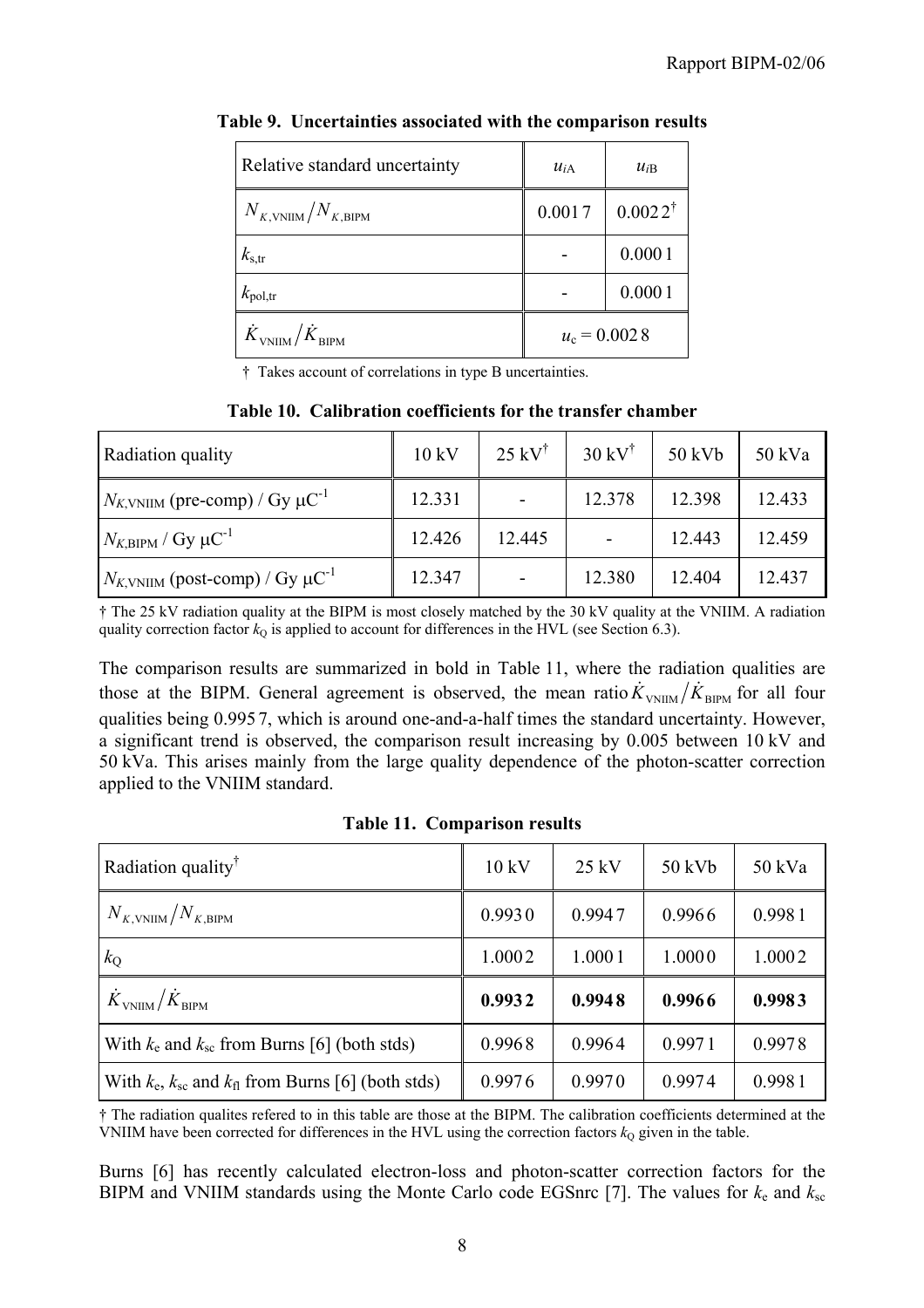**Table 9. Uncertainties associated with the comparison results**

| Relative standard uncertainty | $u_{iA}$ | $u_{iB}$ |
|---|---|---|
| $N_{K,\mathrm{VNIIM}} / N_{K,\mathrm{BIPM}}$ | 0.0017 | 0.0022† |
| $k_{\mathrm{s,tr}}$ | - | 0.0001 |
| $k_{\mathrm{pol,tr}}$ | - | 0.0001 |
| $\dot{K}_{\mathrm{VNIIM}} / \dot{K}_{\mathrm{BIPM}}$ | $u_c = 0.0028$ | |

† Takes account of correlations in type B uncertainties.

**Table 10. Calibration coefficients for the transfer chamber**

| Radiation quality | 10 kV | 25 kV† | 30 kV† | 50 kVb | 50 kVa |
|---|---|---|---|---|---|
| $N_{K,\mathrm{VNIIM}}$ (pre-comp) / Gy μC$^{-1}$ | 12.331 | - | 12.378 | 12.398 | 12.433 |
| $N_{K,\mathrm{BIPM}}$ / Gy μC$^{-1}$ | 12.426 | 12.445 | - | 12.443 | 12.459 |
| $N_{K,\mathrm{VNIIM}}$ (post-comp) / Gy μC$^{-1}$ | 12.347 | - | 12.380 | 12.404 | 12.437 |

† The 25 kV radiation quality at the BIPM is most closely matched by the 30 kV quality at the VNIIM. A radiation quality correction factor $k_Q$ is applied to account for differences in the HVL (see Section 6.3).

The comparison results are summarized in bold in Table 11, where the radiation qualities are those at the BIPM. General agreement is observed, the mean ratio $\dot{K}_{\mathrm{VNIIM}} / \dot{K}_{\mathrm{BIPM}}$ for all four qualities being 0.9957, which is around one-and-a-half times the standard uncertainty. However, a significant trend is observed, the comparison result increasing by 0.005 between 10 kV and 50 kVa. This arises mainly from the large quality dependence of the photon-scatter correction applied to the VNIIM standard.

**Table 11. Comparison results**

| Radiation quality† | 10 kV | 25 kV | 50 kVb | 50 kVa |
|---|---|---|---|---|
| $N_{K,\mathrm{VNIIM}} / N_{K,\mathrm{BIPM}}$ | 0.9930 | 0.9947 | 0.9966 | 0.9981 |
| $k_Q$ | 1.0002 | 1.0001 | 1.0000 | 1.0002 |
| $\dot{K}_{\mathrm{VNIIM}} / \dot{K}_{\mathrm{BIPM}}$ | **0.9932** | **0.9948** | **0.9966** | **0.9983** |
| With $k_e$ and $k_{sc}$ from Burns [6] (both stds) | 0.9968 | 0.9964 | 0.9971 | 0.9978 |
| With $k_e$, $k_{sc}$ and $k_{fl}$ from Burns [6] (both stds) | 0.9976 | 0.9970 | 0.9974 | 0.9981 |

† The radiation qualites refered to in this table are those at the BIPM. The calibration coefficients determined at the VNIIM have been corrected for differences in the HVL using the correction factors $k_Q$ given in the table.

Burns [6] has recently calculated electron-loss and photon-scatter correction factors for the BIPM and VNIIM standards using the Monte Carlo code EGSnrc [7]. The values for $k_e$ and $k_{sc}$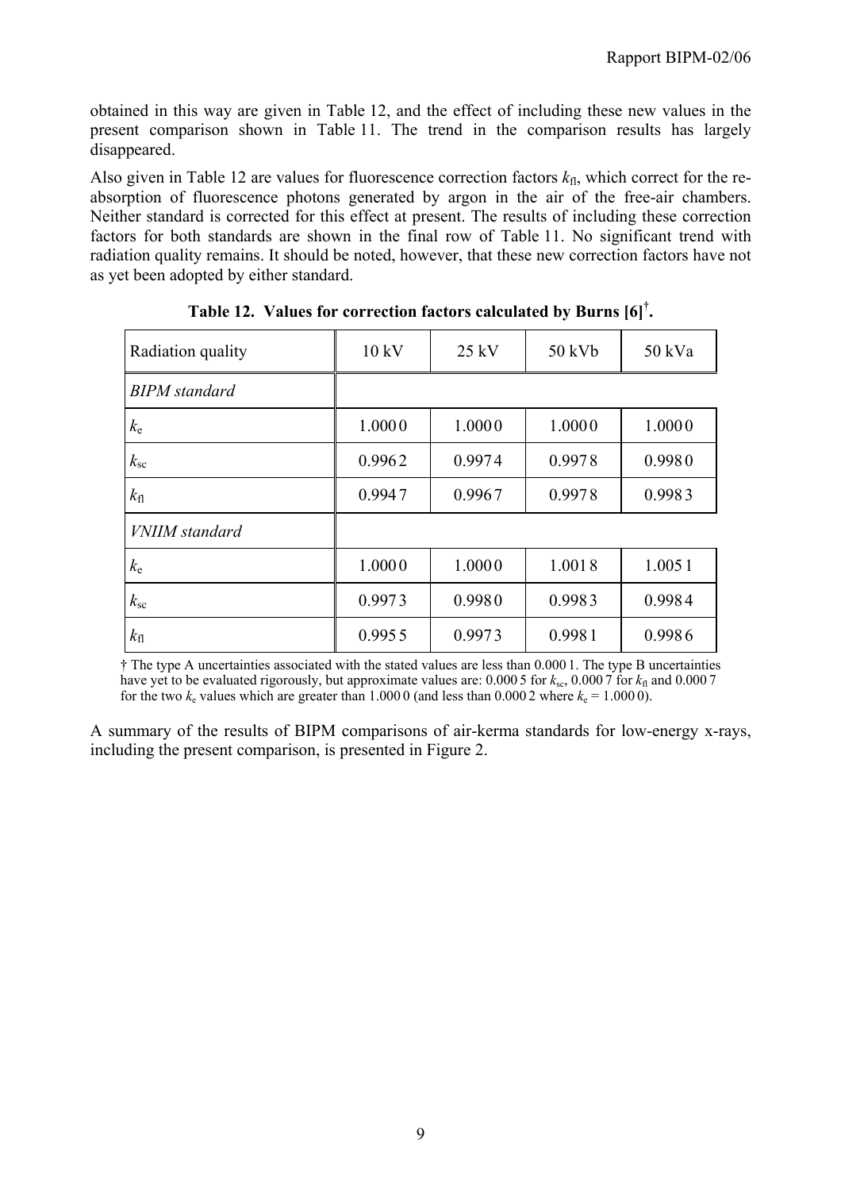obtained in this way are given in Table 12, and the effect of including these new values in the present comparison shown in Table 11. The trend in the comparison results has largely disappeared.

Also given in Table 12 are values for fluorescence correction factors $k_{fl}$, which correct for the re-absorption of fluorescence photons generated by argon in the air of the free-air chambers. Neither standard is corrected for this effect at present. The results of including these correction factors for both standards are shown in the final row of Table 11. No significant trend with radiation quality remains. It should be noted, however, that these new correction factors have not as yet been adopted by either standard.

**Table 12. Values for correction factors calculated by Burns [6]†.**

| Radiation quality | 10 kV | 25 kV | 50 kVb | 50 kVa |
|---|---|---|---|---|
| *BIPM standard* | | | | |
| $k_e$ | 1.000 0 | 1.000 0 | 1.000 0 | 1.000 0 |
| $k_{sc}$ | 0.996 2 | 0.997 4 | 0.997 8 | 0.998 0 |
| $k_{fl}$ | 0.994 7 | 0.996 7 | 0.997 8 | 0.998 3 |
| *VNIIM standard* | | | | |
| $k_e$ | 1.000 0 | 1.000 0 | 1.001 8 | 1.005 1 |
| $k_{sc}$ | 0.997 3 | 0.998 0 | 0.998 3 | 0.998 4 |
| $k_{fl}$ | 0.995 5 | 0.997 3 | 0.998 1 | 0.998 6 |

† The type A uncertainties associated with the stated values are less than 0.000 1. The type B uncertainties have yet to be evaluated rigorously, but approximate values are: 0.000 5 for $k_{sc}$, 0.000 7 for $k_{fl}$ and 0.000 7 for the two $k_e$ values which are greater than 1.000 0 (and less than 0.000 2 where $k_e$ = 1.000 0).

A summary of the results of BIPM comparisons of air-kerma standards for low-energy x-rays, including the present comparison, is presented in Figure 2.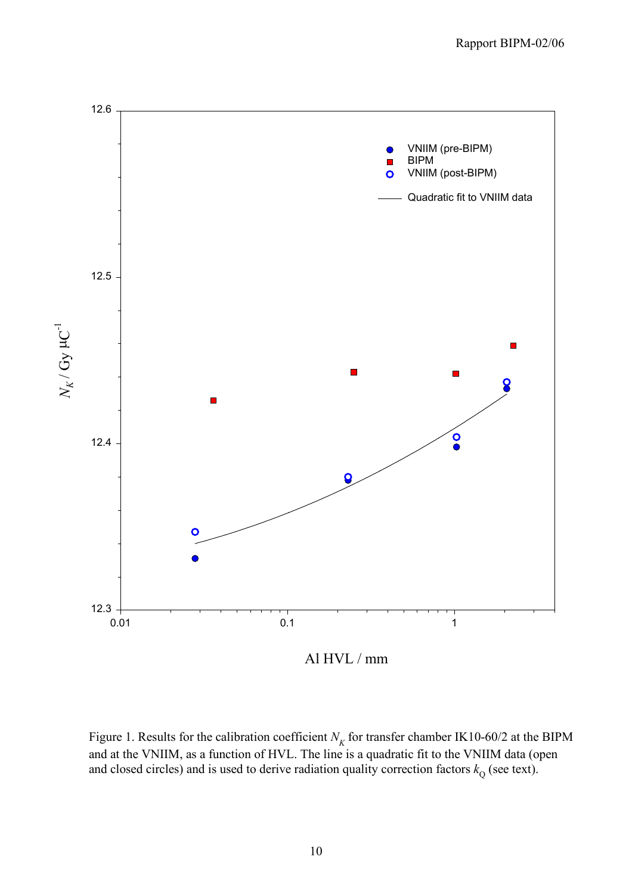Figure 1. Results for the calibration coefficient $N_K$ for transfer chamber IK10-60/2 at the BIPM and at the VNIIM, as a function of HVL. The line is a quadratic fit to the VNIIM data (open and closed circles) and is used to derive radiation quality correction factors $k_Q$ (see text).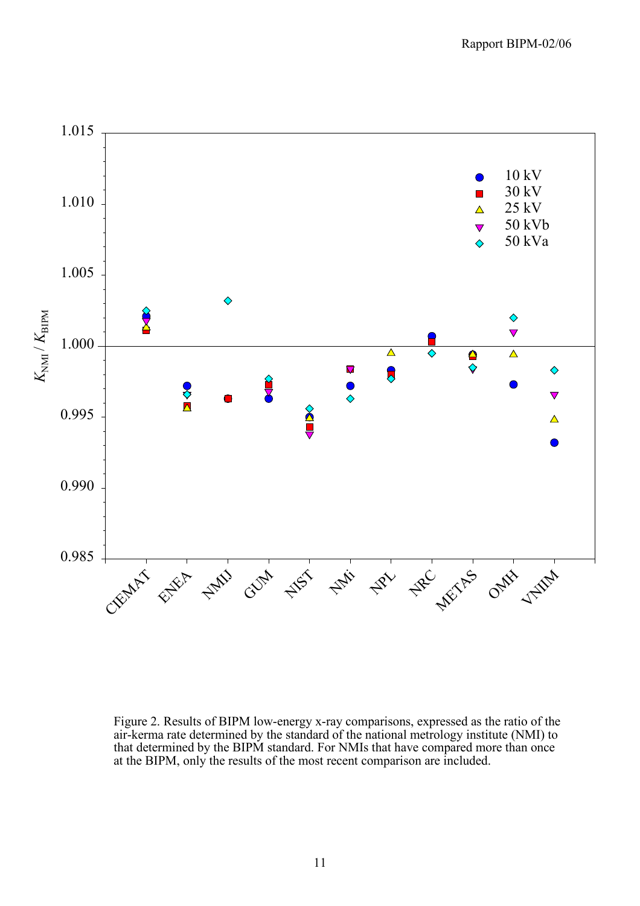Figure 2. Results of BIPM low-energy x-ray comparisons, expressed as the ratio of the air-kerma rate determined by the standard of the national metrology institute (NMI) to that determined by the BIPM standard. For NMIs that have compared more than once at the BIPM, only the results of the most recent comparison are included.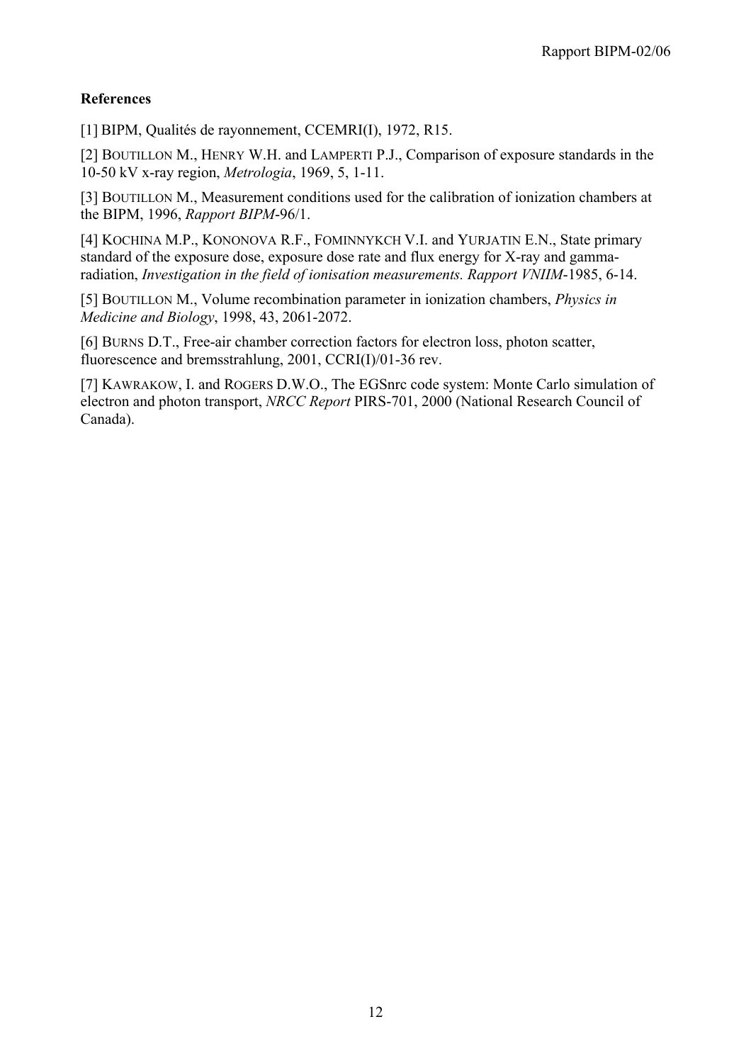**References**

[1] BIPM, Qualités de rayonnement, CCEMRI(I), 1972, R15.

[2] BOUTILLON M., HENRY W.H. and LAMPERTI P.J., Comparison of exposure standards in the 10-50 kV x-ray region, *Metrologia*, 1969, 5, 1-11.

[3] BOUTILLON M., Measurement conditions used for the calibration of ionization chambers at the BIPM, 1996, *Rapport BIPM*-96/1.

[4] KOCHINA M.P., KONONOVA R.F., FOMINNYKCH V.I. and YURJATIN E.N., State primary standard of the exposure dose, exposure dose rate and flux energy for X-ray and gamma-radiation, *Investigation in the field of ionisation measurements. Rapport VNIIM*-1985, 6-14.

[5] BOUTILLON M., Volume recombination parameter in ionization chambers, *Physics in Medicine and Biology*, 1998, 43, 2061-2072.

[6] BURNS D.T., Free-air chamber correction factors for electron loss, photon scatter, fluorescence and bremsstrahlung, 2001, CCRI(I)/01-36 rev.

[7] KAWRAKOW, I. and ROGERS D.W.O., The EGSnrc code system: Monte Carlo simulation of electron and photon transport, *NRCC Report* PIRS-701, 2000 (National Research Council of Canada).